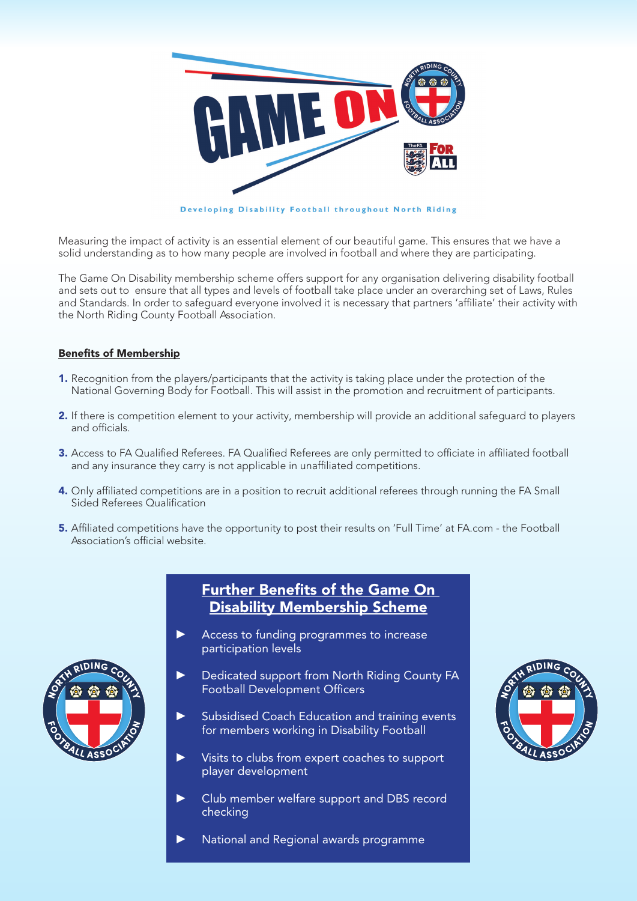# GAME ON

Developing Disability Football throughout North Riding

Measuring the impact of activity is an essential element of our beautiful game. This ensures that we have a solid understanding as to how many people are involved in football and where they are participating.

The Game On Disability membership scheme offers support for any organisation delivering disability football and sets out to ensure that all types and levels of football take place under an overarching set of Laws, Rules and Standards. In order to safeguard everyone involved it is necessary that partners 'affiliate' their activity with the North Riding County Football Association.

## Benefits of Membership

1. Recognition from the players/participants that the activity is taking place under the protection of the National Governing Body for Football. This will assist in the promotion and recruitment of participants.
2. If there is competition element to your activity, membership will provide an additional safeguard to players and officials.
3. Access to FA Qualified Referees. FA Qualified Referees are only permitted to officiate in affiliated football and any insurance they carry is not applicable in unaffiliated competitions.
4. Only affiliated competitions are in a position to recruit additional referees through running the FA Small Sided Referees Qualification
5. Affiliated competitions have the opportunity to post their results on 'Full Time' at FA.com - the Football Association's official website.

## Further Benefits of the Game On Disability Membership Scheme

- Access to funding programmes to increase participation levels
- Dedicated support from North Riding County FA Football Development Officers
- Subsidised Coach Education and training events for members working in Disability Football
- Visits to clubs from expert coaches to support player development
- Club member welfare support and DBS record checking
- National and Regional awards programme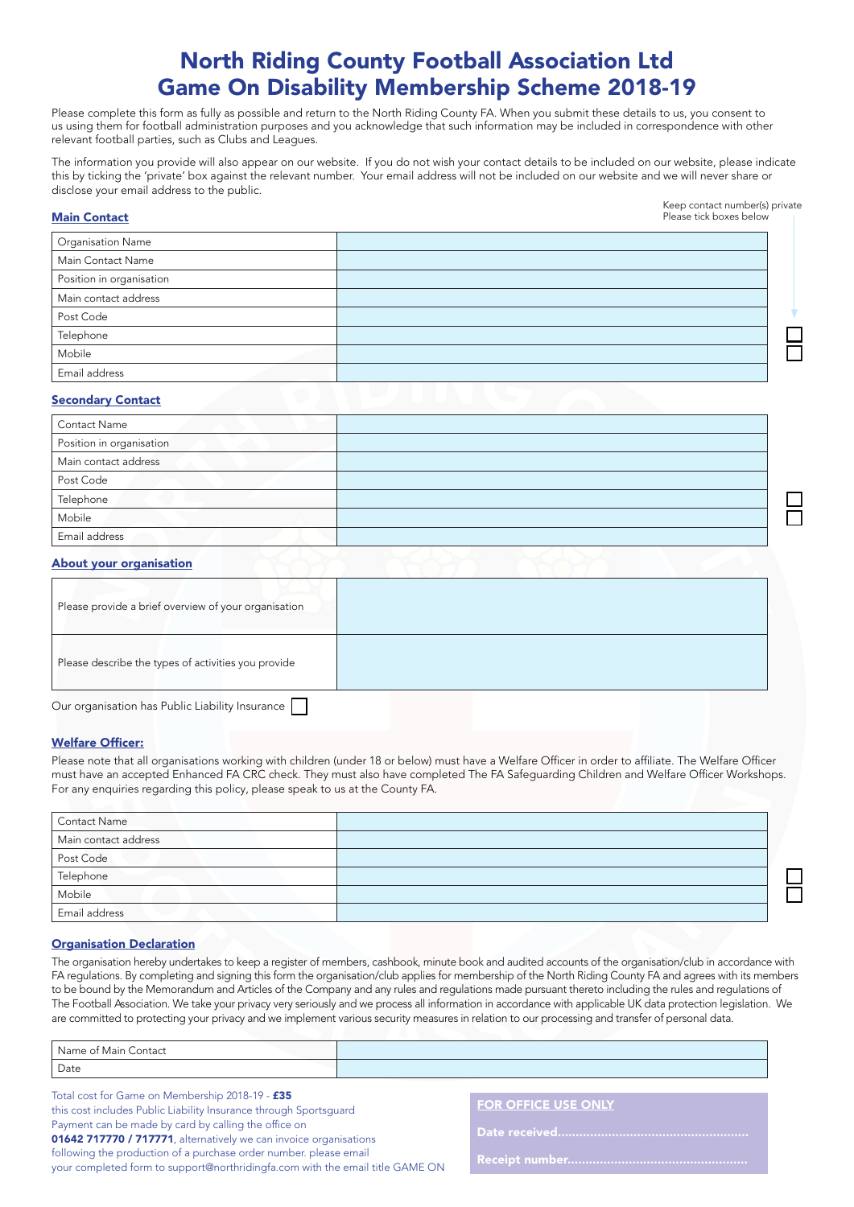# North Riding County Football Association Ltd
# Game On Disability Membership Scheme 2018-19

Please complete this form as fully as possible and return to the North Riding County FA. When you submit these details to us, you consent to us using them for football administration purposes and you acknowledge that such information may be included in correspondence with other relevant football parties, such as Clubs and Leagues.

The information you provide will also appear on our website. If you do not wish your contact details to be included on our website, please indicate this by ticking the 'private' box against the relevant number. Your email address will not be included on our website and we will never share or disclose your email address to the public.

Keep contact number(s) private
Please tick boxes below

## Main Contact

| | | Private |
|---|---|---|
| Organisation Name | | |
| Main Contact Name | | |
| Position in organisation | | |
| Main contact address | | |
| Post Code | | |
| Telephone | | ☐ |
| Mobile | | ☐ |
| Email address | | |

## Secondary Contact

| | | Private |
|---|---|---|
| Contact Name | | |
| Position in organisation | | |
| Main contact address | | |
| Post Code | | |
| Telephone | | ☐ |
| Mobile | | ☐ |
| Email address | | |

## About your organisation

| | |
|---|---|
| Please provide a brief overview of your organisation | |
| Please describe the types of activities you provide | |

Our organisation has Public Liability Insurance ☐

## Welfare Officer:

Please note that all organisations working with children (under 18 or below) must have a Welfare Officer in order to affiliate. The Welfare Officer must have an accepted Enhanced FA CRC check. They must also have completed The FA Safeguarding Children and Welfare Officer Workshops. For any enquiries regarding this policy, please speak to us at the County FA.

| | | Private |
|---|---|---|
| Contact Name | | |
| Main contact address | | |
| Post Code | | |
| Telephone | | ☐ |
| Mobile | | ☐ |
| Email address | | |

## Organisation Declaration

The organisation hereby undertakes to keep a register of members, cashbook, minute book and audited accounts of the organisation/club in accordance with FA regulations. By completing and signing this form the organisation/club applies for membership of the North Riding County FA and agrees with its members to be bound by the Memorandum and Articles of the Company and any rules and regulations made pursuant thereto including the rules and regulations of The Football Association. We take your privacy very seriously and we process all information in accordance with applicable UK data protection legislation. We are committed to protecting your privacy and we implement various security measures in relation to our processing and transfer of personal data.

| | |
|---|---|
| Name of Main Contact | |
| Date | |

Total cost for Game on Membership 2018-19 - **£35**
this cost includes Public Liability Insurance through Sportsguard
Payment can be made by card by calling the office on
**01642 717770 / 717771**, alternatively we can invoice organisations following the production of a purchase order number. please email your completed form to support@northridingfa.com with the email title GAME ON

**FOR OFFICE USE ONLY**

**Date received....................................................**

**Receipt number.................................................**